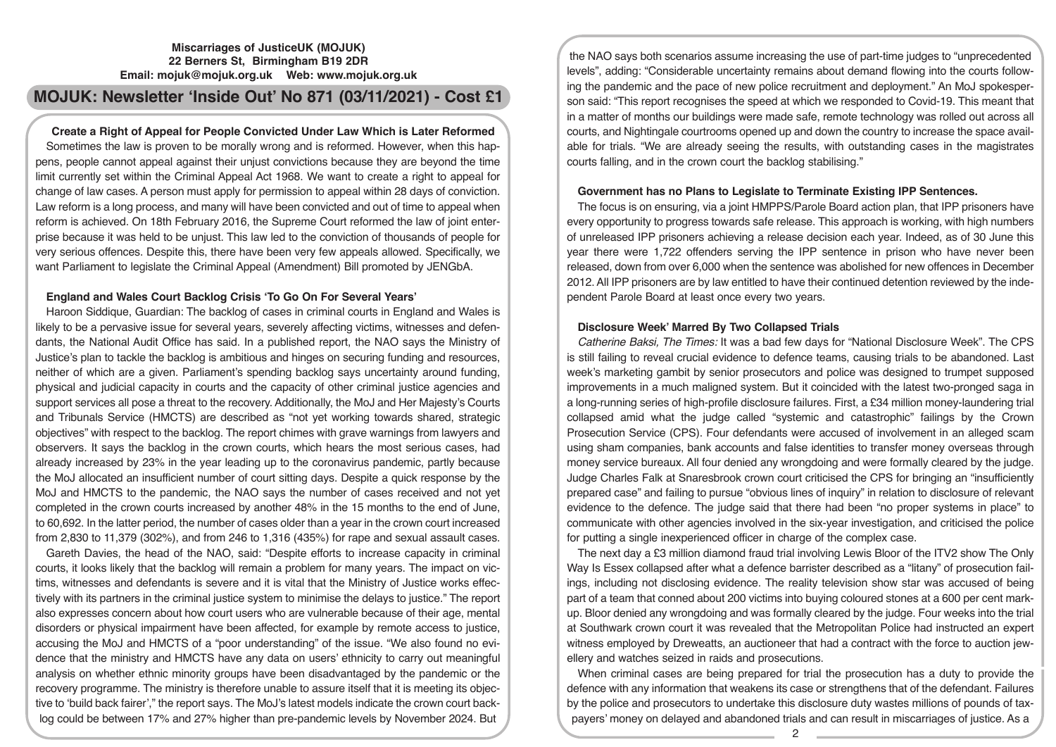**Miscarriages of JusticeUK (MOJUK)**
**22 Berners St, Birmingham B19 2DR**
**Email: mojuk@mojuk.org.uk Web: www.mojuk.org.uk**

# MOJUK: Newsletter 'Inside Out' No 871 (03/11/2021) - Cost £1

### Create a Right of Appeal for People Convicted Under Law Which is Later Reformed

Sometimes the law is proven to be morally wrong and is reformed. However, when this happens, people cannot appeal against their unjust convictions because they are beyond the time limit currently set within the Criminal Appeal Act 1968. We want to create a right to appeal for change of law cases. A person must apply for permission to appeal within 28 days of conviction. Law reform is a long process, and many will have been convicted and out of time to appeal when reform is achieved. On 18th February 2016, the Supreme Court reformed the law of joint enterprise because it was held to be unjust. This law led to the conviction of thousands of people for very serious offences. Despite this, there have been very few appeals allowed. Specifically, we want Parliament to legislate the Criminal Appeal (Amendment) Bill promoted by JENGbA.

### England and Wales Court Backlog Crisis 'To Go On For Several Years'

Haroon Siddique, Guardian: The backlog of cases in criminal courts in England and Wales is likely to be a pervasive issue for several years, severely affecting victims, witnesses and defendants, the National Audit Office has said. In a published report, the NAO says the Ministry of Justice's plan to tackle the backlog is ambitious and hinges on securing funding and resources, neither of which are a given. Parliament's spending backlog says uncertainty around funding, physical and judicial capacity in courts and the capacity of other criminal justice agencies and support services all pose a threat to the recovery. Additionally, the MoJ and Her Majesty's Courts and Tribunals Service (HMCTS) are described as "not yet working towards shared, strategic objectives" with respect to the backlog. The report chimes with grave warnings from lawyers and observers. It says the backlog in the crown courts, which hears the most serious cases, had already increased by 23% in the year leading up to the coronavirus pandemic, partly because the MoJ allocated an insufficient number of court sitting days. Despite a quick response by the MoJ and HMCTS to the pandemic, the NAO says the number of cases received and not yet completed in the crown courts increased by another 48% in the 15 months to the end of June, to 60,692. In the latter period, the number of cases older than a year in the crown court increased from 2,830 to 11,379 (302%), and from 246 to 1,316 (435%) for rape and sexual assault cases.

Gareth Davies, the head of the NAO, said: "Despite efforts to increase capacity in criminal courts, it looks likely that the backlog will remain a problem for many years. The impact on victims, witnesses and defendants is severe and it is vital that the Ministry of Justice works effectively with its partners in the criminal justice system to minimise the delays to justice." The report also expresses concern about how court users who are vulnerable because of their age, mental disorders or physical impairment have been affected, for example by remote access to justice, accusing the MoJ and HMCTS of a "poor understanding" of the issue. "We also found no evidence that the ministry and HMCTS have any data on users' ethnicity to carry out meaningful analysis on whether ethnic minority groups have been disadvantaged by the pandemic or the recovery programme. The ministry is therefore unable to assure itself that it is meeting its objective to 'build back fairer'," the report says. The MoJ's latest models indicate the crown court backlog could be between 17% and 27% higher than pre-pandemic levels by November 2024. But the NAO says both scenarios assume increasing the use of part-time judges to "unprecedented levels", adding: "Considerable uncertainty remains about demand flowing into the courts following the pandemic and the pace of new police recruitment and deployment." An MoJ spokesperson said: "This report recognises the speed at which we responded to Covid-19. This meant that in a matter of months our buildings were made safe, remote technology was rolled out across all courts, and Nightingale courtrooms opened up and down the country to increase the space available for trials. "We are already seeing the results, with outstanding cases in the magistrates courts falling, and in the crown court the backlog stabilising."

### Government has no Plans to Legislate to Terminate Existing IPP Sentences.

The focus is on ensuring, via a joint HMPPS/Parole Board action plan, that IPP prisoners have every opportunity to progress towards safe release. This approach is working, with high numbers of unreleased IPP prisoners achieving a release decision each year. Indeed, as of 30 June this year there were 1,722 offenders serving the IPP sentence in prison who have never been released, down from over 6,000 when the sentence was abolished for new offences in December 2012. All IPP prisoners are by law entitled to have their continued detention reviewed by the independent Parole Board at least once every two years.

### Disclosure Week' Marred By Two Collapsed Trials

*Catherine Baksi, The Times:* It was a bad few days for "National Disclosure Week". The CPS is still failing to reveal crucial evidence to defence teams, causing trials to be abandoned. Last week's marketing gambit by senior prosecutors and police was designed to trumpet supposed improvements in a much maligned system. But it coincided with the latest two-pronged saga in a long-running series of high-profile disclosure failures. First, a £34 million money-laundering trial collapsed amid what the judge called "systemic and catastrophic" failings by the Crown Prosecution Service (CPS). Four defendants were accused of involvement in an alleged scam using sham companies, bank accounts and false identities to transfer money overseas through money service bureaux. All four denied any wrongdoing and were formally cleared by the judge. Judge Charles Falk at Snaresbrook crown court criticised the CPS for bringing an "insufficiently prepared case" and failing to pursue "obvious lines of inquiry" in relation to disclosure of relevant evidence to the defence. The judge said that there had been "no proper systems in place" to communicate with other agencies involved in the six-year investigation, and criticised the police for putting a single inexperienced officer in charge of the complex case.

The next day a £3 million diamond fraud trial involving Lewis Bloor of the ITV2 show The Only Way Is Essex collapsed after what a defence barrister described as a "litany" of prosecution failings, including not disclosing evidence. The reality television show star was accused of being part of a team that conned about 200 victims into buying coloured stones at a 600 per cent markup. Bloor denied any wrongdoing and was formally cleared by the judge. Four weeks into the trial at Southwark crown court it was revealed that the Metropolitan Police had instructed an expert witness employed by Dreweatts, an auctioneer that had a contract with the force to auction jewellery and watches seized in raids and prosecutions.

When criminal cases are being prepared for trial the prosecution has a duty to provide the defence with any information that weakens its case or strengthens that of the defendant. Failures by the police and prosecutors to undertake this disclosure duty wastes millions of pounds of taxpayers' money on delayed and abandoned trials and can result in miscarriages of justice. As a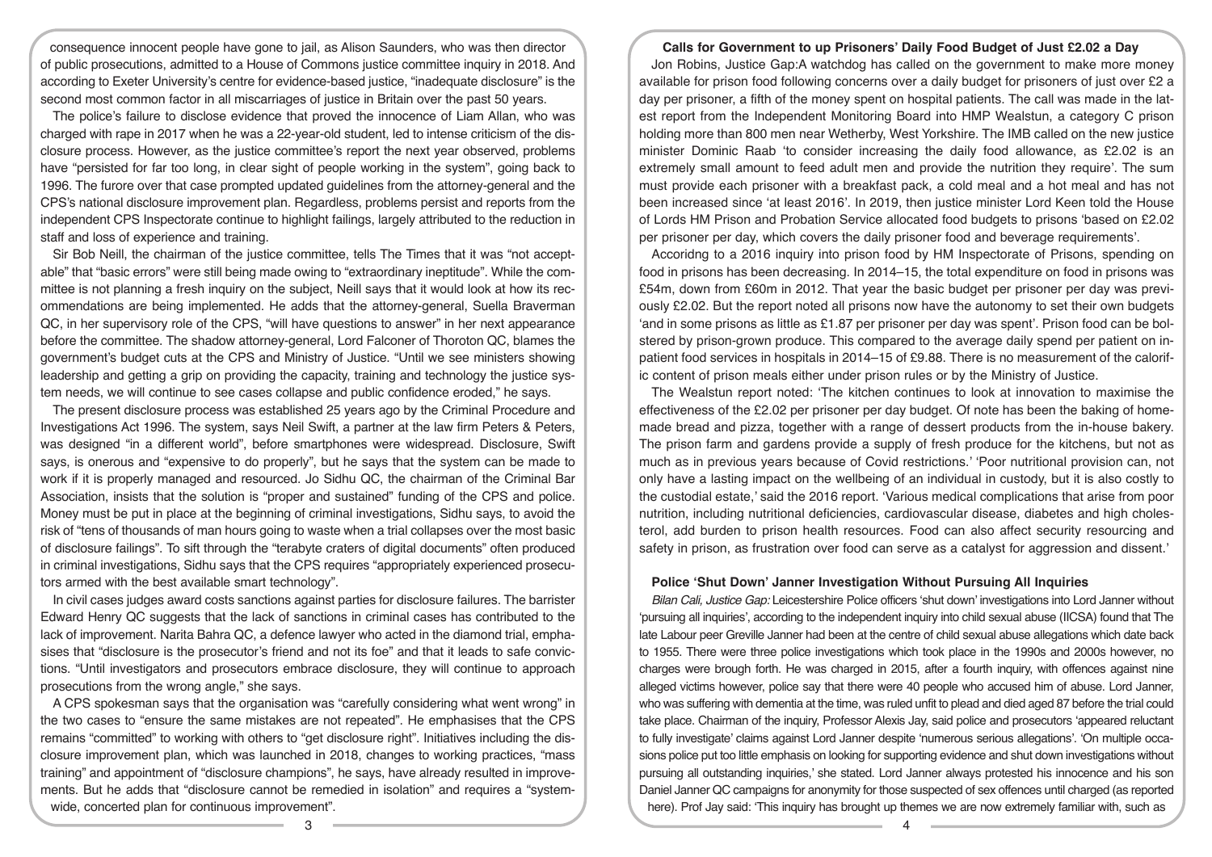consequence innocent people have gone to jail, as Alison Saunders, who was then director of public prosecutions, admitted to a House of Commons justice committee inquiry in 2018. And according to Exeter University's centre for evidence-based justice, "inadequate disclosure" is the second most common factor in all miscarriages of justice in Britain over the past 50 years.

The police's failure to disclose evidence that proved the innocence of Liam Allan, who was charged with rape in 2017 when he was a 22-year-old student, led to intense criticism of the disclosure process. However, as the justice committee's report the next year observed, problems have "persisted for far too long, in clear sight of people working in the system", going back to 1996. The furore over that case prompted updated guidelines from the attorney-general and the CPS's national disclosure improvement plan. Regardless, problems persist and reports from the independent CPS Inspectorate continue to highlight failings, largely attributed to the reduction in staff and loss of experience and training.

Sir Bob Neill, the chairman of the justice committee, tells The Times that it was "not acceptable" that "basic errors" were still being made owing to "extraordinary ineptitude". While the committee is not planning a fresh inquiry on the subject, Neill says that it would look at how its recommendations are being implemented. He adds that the attorney-general, Suella Braverman QC, in her supervisory role of the CPS, "will have questions to answer" in her next appearance before the committee. The shadow attorney-general, Lord Falconer of Thoroton QC, blames the government's budget cuts at the CPS and Ministry of Justice. "Until we see ministers showing leadership and getting a grip on providing the capacity, training and technology the justice system needs, we will continue to see cases collapse and public confidence eroded," he says.

The present disclosure process was established 25 years ago by the Criminal Procedure and Investigations Act 1996. The system, says Neil Swift, a partner at the law firm Peters & Peters, was designed "in a different world", before smartphones were widespread. Disclosure, Swift says, is onerous and "expensive to do properly", but he says that the system can be made to work if it is properly managed and resourced. Jo Sidhu QC, the chairman of the Criminal Bar Association, insists that the solution is "proper and sustained" funding of the CPS and police. Money must be put in place at the beginning of criminal investigations, Sidhu says, to avoid the risk of "tens of thousands of man hours going to waste when a trial collapses over the most basic of disclosure failings". To sift through the "terabyte craters of digital documents" often produced in criminal investigations, Sidhu says that the CPS requires "appropriately experienced prosecutors armed with the best available smart technology".

In civil cases judges award costs sanctions against parties for disclosure failures. The barrister Edward Henry QC suggests that the lack of sanctions in criminal cases has contributed to the lack of improvement. Narita Bahra QC, a defence lawyer who acted in the diamond trial, emphasises that "disclosure is the prosecutor's friend and not its foe" and that it leads to safe convictions. "Until investigators and prosecutors embrace disclosure, they will continue to approach prosecutions from the wrong angle," she says.

A CPS spokesman says that the organisation was "carefully considering what went wrong" in the two cases to "ensure the same mistakes are not repeated". He emphasises that the CPS remains "committed" to working with others to "get disclosure right". Initiatives including the disclosure improvement plan, which was launched in 2018, changes to working practices, "mass training" and appointment of "disclosure champions", he says, have already resulted in improvements. But he adds that "disclosure cannot be remedied in isolation" and requires a "system-wide, concerted plan for continuous improvement".

### Calls for Government to up Prisoners' Daily Food Budget of Just £2.02 a Day

Jon Robins, Justice Gap:A watchdog has called on the government to make more money available for prison food following concerns over a daily budget for prisoners of just over £2 a day per prisoner, a fifth of the money spent on hospital patients. The call was made in the latest report from the Independent Monitoring Board into HMP Wealstun, a category C prison holding more than 800 men near Wetherby, West Yorkshire. The IMB called on the new justice minister Dominic Raab 'to consider increasing the daily food allowance, as £2.02 is an extremely small amount to feed adult men and provide the nutrition they require'. The sum must provide each prisoner with a breakfast pack, a cold meal and a hot meal and has not been increased since 'at least 2016'. In 2019, then justice minister Lord Keen told the House of Lords HM Prison and Probation Service allocated food budgets to prisons 'based on £2.02 per prisoner per day, which covers the daily prisoner food and beverage requirements'.

Accoridng to a 2016 inquiry into prison food by HM Inspectorate of Prisons, spending on food in prisons has been decreasing. In 2014–15, the total expenditure on food in prisons was £54m, down from £60m in 2012. That year the basic budget per prisoner per day was previously £2.02. But the report noted all prisons now have the autonomy to set their own budgets 'and in some prisons as little as £1.87 per prisoner per day was spent'. Prison food can be bolstered by prison-grown produce. This compared to the average daily spend per patient on inpatient food services in hospitals in 2014–15 of £9.88. There is no measurement of the calorific content of prison meals either under prison rules or by the Ministry of Justice.

The Wealstun report noted: 'The kitchen continues to look at innovation to maximise the effectiveness of the £2.02 per prisoner per day budget. Of note has been the baking of homemade bread and pizza, together with a range of dessert products from the in-house bakery. The prison farm and gardens provide a supply of fresh produce for the kitchens, but not as much as in previous years because of Covid restrictions.' 'Poor nutritional provision can, not only have a lasting impact on the wellbeing of an individual in custody, but it is also costly to the custodial estate,' said the 2016 report. 'Various medical complications that arise from poor nutrition, including nutritional deficiencies, cardiovascular disease, diabetes and high cholesterol, add burden to prison health resources. Food can also affect security resourcing and safety in prison, as frustration over food can serve as a catalyst for aggression and dissent.'

### Police 'Shut Down' Janner Investigation Without Pursuing All Inquiries

*Bilan Cali, Justice Gap:* Leicestershire Police officers 'shut down' investigations into Lord Janner without 'pursuing all inquiries', according to the independent inquiry into child sexual abuse (IICSA) found that The late Labour peer Greville Janner had been at the centre of child sexual abuse allegations which date back to 1955. There were three police investigations which took place in the 1990s and 2000s however, no charges were brough forth. He was charged in 2015, after a fourth inquiry, with offences against nine alleged victims however, police say that there were 40 people who accused him of abuse. Lord Janner, who was suffering with dementia at the time, was ruled unfit to plead and died aged 87 before the trial could take place. Chairman of the inquiry, Professor Alexis Jay, said police and prosecutors 'appeared reluctant to fully investigate' claims against Lord Janner despite 'numerous serious allegations'. 'On multiple occasions police put too little emphasis on looking for supporting evidence and shut down investigations without pursuing all outstanding inquiries,' she stated. Lord Janner always protested his innocence and his son Daniel Janner QC campaigns for anonymity for those suspected of sex offences until charged (as reported here). Prof Jay said: 'This inquiry has brought up themes we are now extremely familiar with, such as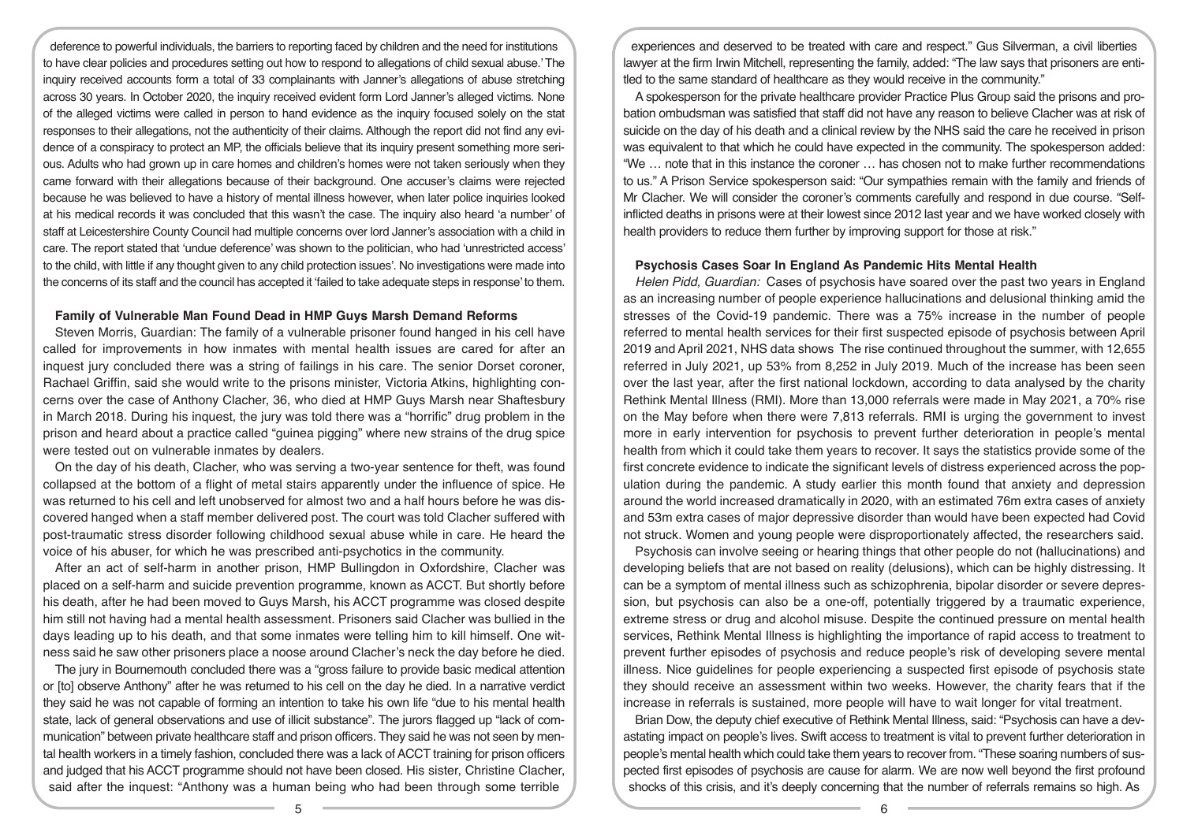deference to powerful individuals, the barriers to reporting faced by children and the need for institutions to have clear policies and procedures setting out how to respond to allegations of child sexual abuse.' The inquiry received accounts form a total of 33 complainants with Janner's allegations of abuse stretching across 30 years. In October 2020, the inquiry received evident form Lord Janner's alleged victims. None of the alleged victims were called in person to hand evidence as the inquiry focused solely on the stat responses to their allegations, not the authenticity of their claims. Although the report did not find any evidence of a conspiracy to protect an MP, the officials believe that its inquiry present something more serious. Adults who had grown up in care homes and children's homes were not taken seriously when they came forward with their allegations because of their background. One accuser's claims were rejected because he was believed to have a history of mental illness however, when later police inquiries looked at his medical records it was concluded that this wasn't the case. The inquiry also heard 'a number' of staff at Leicestershire County Council had multiple concerns over lord Janner's association with a child in care. The report stated that 'undue deference' was shown to the politician, who had 'unrestricted access' to the child, with little if any thought given to any child protection issues'. No investigations were made into the concerns of its staff and the council has accepted it 'failed to take adequate steps in response' to them.

### Family of Vulnerable Man Found Dead in HMP Guys Marsh Demand Reforms

Steven Morris, Guardian: The family of a vulnerable prisoner found hanged in his cell have called for improvements in how inmates with mental health issues are cared for after an inquest jury concluded there was a string of failings in his care. The senior Dorset coroner, Rachael Griffin, said she would write to the prisons minister, Victoria Atkins, highlighting concerns over the case of Anthony Clacher, 36, who died at HMP Guys Marsh near Shaftesbury in March 2018. During his inquest, the jury was told there was a "horrific" drug problem in the prison and heard about a practice called "guinea pigging" where new strains of the drug spice were tested out on vulnerable inmates by dealers.

On the day of his death, Clacher, who was serving a two-year sentence for theft, was found collapsed at the bottom of a flight of metal stairs apparently under the influence of spice. He was returned to his cell and left unobserved for almost two and a half hours before he was discovered hanged when a staff member delivered post. The court was told Clacher suffered with post-traumatic stress disorder following childhood sexual abuse while in care. He heard the voice of his abuser, for which he was prescribed anti-psychotics in the community.

After an act of self-harm in another prison, HMP Bullingdon in Oxfordshire, Clacher was placed on a self-harm and suicide prevention programme, known as ACCT. But shortly before his death, after he had been moved to Guys Marsh, his ACCT programme was closed despite him still not having had a mental health assessment. Prisoners said Clacher was bullied in the days leading up to his death, and that some inmates were telling him to kill himself. One witness said he saw other prisoners place a noose around Clacher's neck the day before he died.

The jury in Bournemouth concluded there was a "gross failure to provide basic medical attention or [to] observe Anthony" after he was returned to his cell on the day he died. In a narrative verdict they said he was not capable of forming an intention to take his own life "due to his mental health state, lack of general observations and use of illicit substance". The jurors flagged up "lack of communication" between private healthcare staff and prison officers. They said he was not seen by mental health workers in a timely fashion, concluded there was a lack of ACCT training for prison officers and judged that his ACCT programme should not have been closed. His sister, Christine Clacher, said after the inquest: "Anthony was a human being who had been through some terrible experiences and deserved to be treated with care and respect." Gus Silverman, a civil liberties lawyer at the firm Irwin Mitchell, representing the family, added: "The law says that prisoners are entitled to the same standard of healthcare as they would receive in the community."

A spokesperson for the private healthcare provider Practice Plus Group said the prisons and probation ombudsman was satisfied that staff did not have any reason to believe Clacher was at risk of suicide on the day of his death and a clinical review by the NHS said the care he received in prison was equivalent to that which he could have expected in the community. The spokesperson added: "We … note that in this instance the coroner … has chosen not to make further recommendations to us." A Prison Service spokesperson said: "Our sympathies remain with the family and friends of Mr Clacher. We will consider the coroner's comments carefully and respond in due course. "Self-inflicted deaths in prisons were at their lowest since 2012 last year and we have worked closely with health providers to reduce them further by improving support for those at risk."

### Psychosis Cases Soar In England As Pandemic Hits Mental Health

*Helen Pidd, Guardian:* Cases of psychosis have soared over the past two years in England as an increasing number of people experience hallucinations and delusional thinking amid the stresses of the Covid-19 pandemic. There was a 75% increase in the number of people referred to mental health services for their first suspected episode of psychosis between April 2019 and April 2021, NHS data shows The rise continued throughout the summer, with 12,655 referred in July 2021, up 53% from 8,252 in July 2019. Much of the increase has been seen over the last year, after the first national lockdown, according to data analysed by the charity Rethink Mental Illness (RMI). More than 13,000 referrals were made in May 2021, a 70% rise on the May before when there were 7,813 referrals. RMI is urging the government to invest more in early intervention for psychosis to prevent further deterioration in people's mental health from which it could take them years to recover. It says the statistics provide some of the first concrete evidence to indicate the significant levels of distress experienced across the population during the pandemic. A study earlier this month found that anxiety and depression around the world increased dramatically in 2020, with an estimated 76m extra cases of anxiety and 53m extra cases of major depressive disorder than would have been expected had Covid not struck. Women and young people were disproportionately affected, the researchers said.

Psychosis can involve seeing or hearing things that other people do not (hallucinations) and developing beliefs that are not based on reality (delusions), which can be highly distressing. It can be a symptom of mental illness such as schizophrenia, bipolar disorder or severe depression, but psychosis can also be a one-off, potentially triggered by a traumatic experience, extreme stress or drug and alcohol misuse. Despite the continued pressure on mental health services, Rethink Mental Illness is highlighting the importance of rapid access to treatment to prevent further episodes of psychosis and reduce people's risk of developing severe mental illness. Nice guidelines for people experiencing a suspected first episode of psychosis state they should receive an assessment within two weeks. However, the charity fears that if the increase in referrals is sustained, more people will have to wait longer for vital treatment.

Brian Dow, the deputy chief executive of Rethink Mental Illness, said: "Psychosis can have a devastating impact on people's lives. Swift access to treatment is vital to prevent further deterioration in people's mental health which could take them years to recover from. "These soaring numbers of suspected first episodes of psychosis are cause for alarm. We are now well beyond the first profound shocks of this crisis, and it's deeply concerning that the number of referrals remains so high. As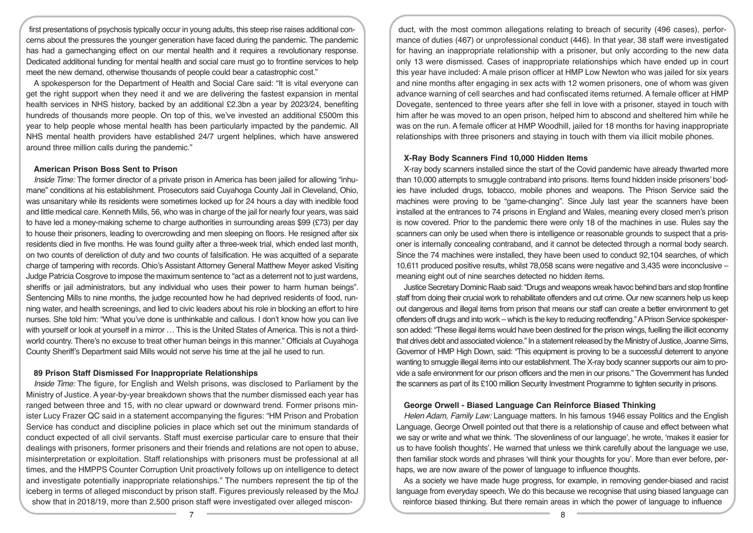first presentations of psychosis typically occur in young adults, this steep rise raises additional concerns about the pressures the younger generation have faced during the pandemic. The pandemic has had a gamechanging effect on our mental health and it requires a revolutionary response. Dedicated additional funding for mental health and social care must go to frontline services to help meet the new demand, otherwise thousands of people could bear a catastrophic cost."

A spokesperson for the Department of Health and Social Care said: "It is vital everyone can get the right support when they need it and we are delivering the fastest expansion in mental health services in NHS history, backed by an additional £2.3bn a year by 2023/24, benefiting hundreds of thousands more people. On top of this, we've invested an additional £500m this year to help people whose mental health has been particularly impacted by the pandemic. All NHS mental health providers have established 24/7 urgent helplines, which have answered around three million calls during the pandemic."

### American Prison Boss Sent to Prison

*Inside Time:* The former director of a private prison in America has been jailed for allowing "inhumane" conditions at his establishment. Prosecutors said Cuyahoga County Jail in Cleveland, Ohio, was unsanitary while its residents were sometimes locked up for 24 hours a day with inedible food and little medical care. Kenneth Mills, 56, who was in charge of the jail for nearly four years, was said to have led a money-making scheme to charge authorities in surrounding areas $99 (£73) per day to house their prisoners, leading to overcrowding and men sleeping on floors. He resigned after six residents died in five months. He was found guilty after a three-week trial, which ended last month, on two counts of dereliction of duty and two counts of falsification. He was acquitted of a separate charge of tampering with records. Ohio's Assistant Attorney General Matthew Meyer asked Visiting Judge Patricia Cosgrove to impose the maximum sentence to "act as a deterrent not to just wardens, sheriffs or jail administrators, but any individual who uses their power to harm human beings". Sentencing Mills to nine months, the judge recounted how he had deprived residents of food, running water, and health screenings, and lied to civic leaders about his role in blocking an effort to hire nurses. She told him: "What you've done is unthinkable and callous. I don't know how you can live with yourself or look at yourself in a mirror … This is the United States of America. This is not a third-world country. There's no excuse to treat other human beings in this manner." Officials at Cuyahoga County Sheriff's Department said Mills would not serve his time at the jail he used to run.

### 89 Prison Staff Dismissed For Inappropriate Relationships

*Inside Time:* The figure, for English and Welsh prisons, was disclosed to Parliament by the Ministry of Justice. A year-by-year breakdown shows that the number dismissed each year has ranged between three and 15, with no clear upward or downward trend. Former prisons minister Lucy Frazer QC said in a statement accompanying the figures: "HM Prison and Probation Service has conduct and discipline policies in place which set out the minimum standards of conduct expected of all civil servants. Staff must exercise particular care to ensure that their dealings with prisoners, former prisoners and their friends and relations are not open to abuse, misinterpretation or exploitation. Staff relationships with prisoners must be professional at all times, and the HMPPS Counter Corruption Unit proactively follows up on intelligence to detect and investigate potentially inappropriate relationships." The numbers represent the tip of the iceberg in terms of alleged misconduct by prison staff. Figures previously released by the MoJ show that in 2018/19, more than 2,500 prison staff were investigated over alleged misconduct, with the most common allegations relating to breach of security (496 cases), performance of duties (467) or unprofessional conduct (446). In that year, 38 staff were investigated for having an inappropriate relationship with a prisoner, but only according to the new data only 13 were dismissed. Cases of inappropriate relationships which have ended up in court this year have included: A male prison officer at HMP Low Newton who was jailed for six years and nine months after engaging in sex acts with 12 women prisoners, one of whom was given advance warning of cell searches and had confiscated items returned. A female officer at HMP Dovegate, sentenced to three years after she fell in love with a prisoner, stayed in touch with him after he was moved to an open prison, helped him to abscond and sheltered him while he was on the run. A female officer at HMP Woodhill, jailed for 18 months for having inappropriate relationships with three prisoners and staying in touch with them via illicit mobile phones.

### X-Ray Body Scanners Find 10,000 Hidden Items

X-ray body scanners installed since the start of the Covid pandemic have already thwarted more than 10,000 attempts to smuggle contraband into prisons. Items found hidden inside prisoners' bodies have included drugs, tobacco, mobile phones and weapons. The Prison Service said the machines were proving to be "game-changing". Since July last year the scanners have been installed at the entrances to 74 prisons in England and Wales, meaning every closed men's prison is now covered. Prior to the pandemic there were only 18 of the machines in use. Rules say the scanners can only be used when there is intelligence or reasonable grounds to suspect that a prisoner is internally concealing contraband, and it cannot be detected through a normal body search. Since the 74 machines were installed, they have been used to conduct 92,104 searches, of which 10,611 produced positive results, whilst 78,058 scans were negative and 3,435 were inconclusive – meaning eight out of nine searches detected no hidden items.

Justice Secretary Dominic Raab said: "Drugs and weapons wreak havoc behind bars and stop frontline staff from doing their crucial work to rehabilitate offenders and cut crime. Our new scanners help us keep out dangerous and illegal items from prison that means our staff can create a better environment to get offenders off drugs and into work – which is the key to reducing reoffending." A Prison Service spokesperson added: "These illegal items would have been destined for the prison wings, fuelling the illicit economy that drives debt and associated violence." In a statement released by the Ministry of Justice, Joanne Sims, Governor of HMP High Down, said: "This equipment is proving to be a successful deterrent to anyone wanting to smuggle illegal items into our establishment. The X-ray body scanner supports our aim to provide a safe environment for our prison officers and the men in our prisons." The Government has funded the scanners as part of its £100 million Security Investment Programme to tighten security in prisons.

### George Orwell - Biased Language Can Reinforce Biased Thinking

*Helen Adam, Family Law:* Language matters. In his famous 1946 essay Politics and the English Language, George Orwell pointed out that there is a relationship of cause and effect between what we say or write and what we think. 'The slovenliness of our language', he wrote, 'makes it easier for us to have foolish thoughts'. He warned that unless we think carefully about the language we use, then familiar stock words and phrases 'will think your thoughts for you'. More than ever before, perhaps, we are now aware of the power of language to influence thoughts.

As a society we have made huge progress, for example, in removing gender-biased and racist language from everyday speech. We do this because we recognise that using biased language can reinforce biased thinking. But there remain areas in which the power of language to influence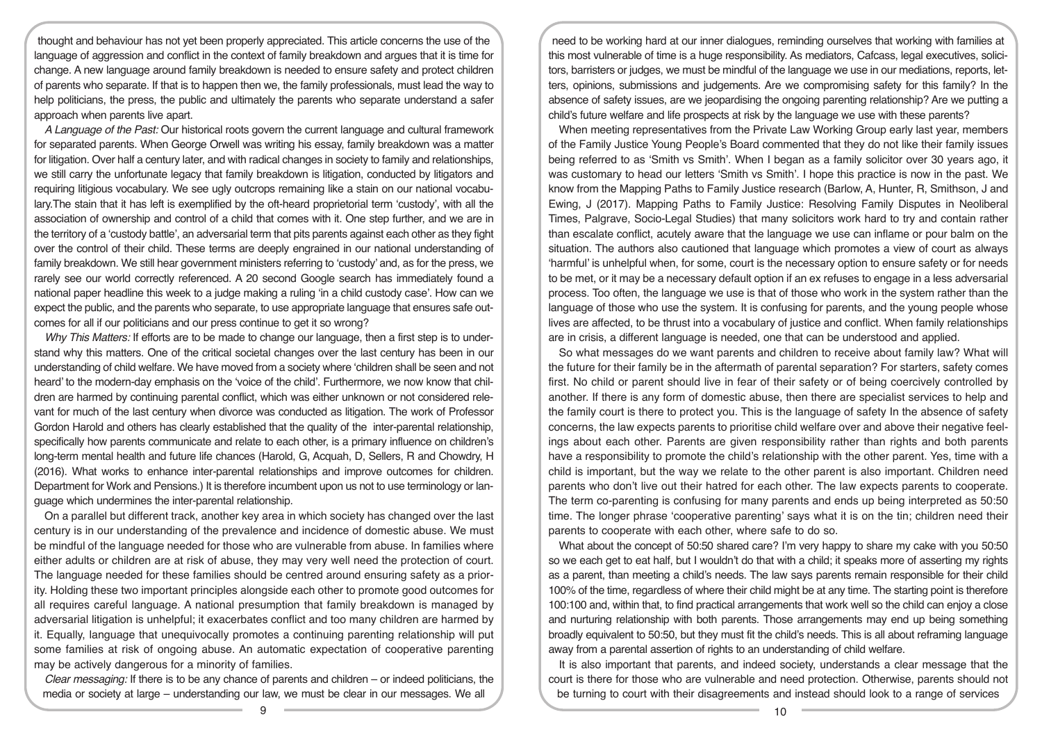thought and behaviour has not yet been properly appreciated. This article concerns the use of the language of aggression and conflict in the context of family breakdown and argues that it is time for change. A new language around family breakdown is needed to ensure safety and protect children of parents who separate. If that is to happen then we, the family professionals, must lead the way to help politicians, the press, the public and ultimately the parents who separate understand a safer approach when parents live apart.

*A Language of the Past:* Our historical roots govern the current language and cultural framework for separated parents. When George Orwell was writing his essay, family breakdown was a matter for litigation. Over half a century later, and with radical changes in society to family and relationships, we still carry the unfortunate legacy that family breakdown is litigation, conducted by litigators and requiring litigious vocabulary. We see ugly outcrops remaining like a stain on our national vocabulary.The stain that it has left is exemplified by the oft-heard proprietorial term 'custody', with all the association of ownership and control of a child that comes with it. One step further, and we are in the territory of a 'custody battle', an adversarial term that pits parents against each other as they fight over the control of their child. These terms are deeply engrained in our national understanding of family breakdown. We still hear government ministers referring to 'custody' and, as for the press, we rarely see our world correctly referenced. A 20 second Google search has immediately found a national paper headline this week to a judge making a ruling 'in a child custody case'. How can we expect the public, and the parents who separate, to use appropriate language that ensures safe outcomes for all if our politicians and our press continue to get it so wrong?

*Why This Matters:* If efforts are to be made to change our language, then a first step is to understand why this matters. One of the critical societal changes over the last century has been in our understanding of child welfare. We have moved from a society where 'children shall be seen and not heard' to the modern-day emphasis on the 'voice of the child'. Furthermore, we now know that children are harmed by continuing parental conflict, which was either unknown or not considered relevant for much of the last century when divorce was conducted as litigation. The work of Professor Gordon Harold and others has clearly established that the quality of the inter-parental relationship, specifically how parents communicate and relate to each other, is a primary influence on children's long-term mental health and future life chances (Harold, G, Acquah, D, Sellers, R and Chowdry, H (2016). What works to enhance inter-parental relationships and improve outcomes for children. Department for Work and Pensions.) It is therefore incumbent upon us not to use terminology or language which undermines the inter-parental relationship.

On a parallel but different track, another key area in which society has changed over the last century is in our understanding of the prevalence and incidence of domestic abuse. We must be mindful of the language needed for those who are vulnerable from abuse. In families where either adults or children are at risk of abuse, they may very well need the protection of court. The language needed for these families should be centred around ensuring safety as a priority. Holding these two important principles alongside each other to promote good outcomes for all requires careful language. A national presumption that family breakdown is managed by adversarial litigation is unhelpful; it exacerbates conflict and too many children are harmed by it. Equally, language that unequivocally promotes a continuing parenting relationship will put some families at risk of ongoing abuse. An automatic expectation of cooperative parenting may be actively dangerous for a minority of families.

*Clear messaging:* If there is to be any chance of parents and children – or indeed politicians, the media or society at large – understanding our law, we must be clear in our messages. We all need to be working hard at our inner dialogues, reminding ourselves that working with families at this most vulnerable of time is a huge responsibility. As mediators, Cafcass, legal executives, solicitors, barristers or judges, we must be mindful of the language we use in our mediations, reports, letters, opinions, submissions and judgements. Are we compromising safety for this family? In the absence of safety issues, are we jeopardising the ongoing parenting relationship? Are we putting a child's future welfare and life prospects at risk by the language we use with these parents?

When meeting representatives from the Private Law Working Group early last year, members of the Family Justice Young People's Board commented that they do not like their family issues being referred to as 'Smith vs Smith'. When I began as a family solicitor over 30 years ago, it was customary to head our letters 'Smith vs Smith'. I hope this practice is now in the past. We know from the Mapping Paths to Family Justice research (Barlow, A, Hunter, R, Smithson, J and Ewing, J (2017). Mapping Paths to Family Justice: Resolving Family Disputes in Neoliberal Times, Palgrave, Socio-Legal Studies) that many solicitors work hard to try and contain rather than escalate conflict, acutely aware that the language we use can inflame or pour balm on the situation. The authors also cautioned that language which promotes a view of court as always 'harmful' is unhelpful when, for some, court is the necessary option to ensure safety or for needs to be met, or it may be a necessary default option if an ex refuses to engage in a less adversarial process. Too often, the language we use is that of those who work in the system rather than the language of those who use the system. It is confusing for parents, and the young people whose lives are affected, to be thrust into a vocabulary of justice and conflict. When family relationships are in crisis, a different language is needed, one that can be understood and applied.

So what messages do we want parents and children to receive about family law? What will the future for their family be in the aftermath of parental separation? For starters, safety comes first. No child or parent should live in fear of their safety or of being coercively controlled by another. If there is any form of domestic abuse, then there are specialist services to help and the family court is there to protect you. This is the language of safety In the absence of safety concerns, the law expects parents to prioritise child welfare over and above their negative feelings about each other. Parents are given responsibility rather than rights and both parents have a responsibility to promote the child's relationship with the other parent. Yes, time with a child is important, but the way we relate to the other parent is also important. Children need parents who don't live out their hatred for each other. The law expects parents to cooperate. The term co-parenting is confusing for many parents and ends up being interpreted as 50:50 time. The longer phrase 'cooperative parenting' says what it is on the tin; children need their parents to cooperate with each other, where safe to do so.

What about the concept of 50:50 shared care? I'm very happy to share my cake with you 50:50 so we each get to eat half, but I wouldn't do that with a child; it speaks more of asserting my rights as a parent, than meeting a child's needs. The law says parents remain responsible for their child 100% of the time, regardless of where their child might be at any time. The starting point is therefore 100:100 and, within that, to find practical arrangements that work well so the child can enjoy a close and nurturing relationship with both parents. Those arrangements may end up being something broadly equivalent to 50:50, but they must fit the child's needs. This is all about reframing language away from a parental assertion of rights to an understanding of child welfare.

It is also important that parents, and indeed society, understands a clear message that the court is there for those who are vulnerable and need protection. Otherwise, parents should not be turning to court with their disagreements and instead should look to a range of services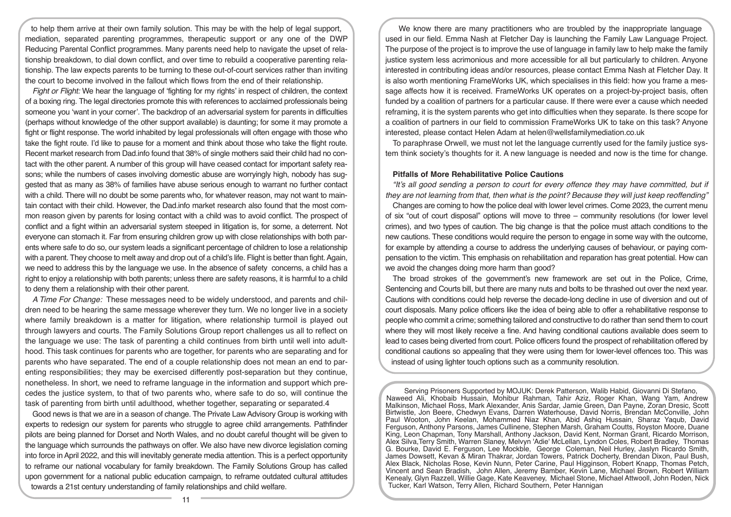to help them arrive at their own family solution. This may be with the help of legal support, mediation, separated parenting programmes, therapeutic support or any one of the DWP Reducing Parental Conflict programmes. Many parents need help to navigate the upset of relationship breakdown, to dial down conflict, and over time to rebuild a cooperative parenting relationship. The law expects parents to be turning to these out-of-court services rather than inviting the court to become involved in the fallout which flows from the end of their relationship.

*Fight or Flight:* We hear the language of 'fighting for my rights' in respect of children, the context of a boxing ring. The legal directories promote this with references to acclaimed professionals being someone you 'want in your corner'. The backdrop of an adversarial system for parents in difficulties (perhaps without knowledge of the other support available) is daunting; for some it may promote a fight or flight response. The world inhabited by legal professionals will often engage with those who take the fight route. I'd like to pause for a moment and think about those who take the flight route. Recent market research from Dad.info found that 38% of single mothers said their child had no contact with the other parent. A number of this group will have ceased contact for important safety reasons; while the numbers of cases involving domestic abuse are worryingly high, nobody has suggested that as many as 38% of families have abuse serious enough to warrant no further contact with a child. There will no doubt be some parents who, for whatever reason, may not want to maintain contact with their child. However, the Dad.info market research also found that the most common reason given by parents for losing contact with a child was to avoid conflict. The prospect of conflict and a fight within an adversarial system steeped in litigation is, for some, a deterrent. Not everyone can stomach it. Far from ensuring children grow up with close relationships with both parents where safe to do so, our system leads a significant percentage of children to lose a relationship with a parent. They choose to melt away and drop out of a child's life. Flight is better than fight. Again, we need to address this by the language we use. In the absence of safety concerns, a child has a right to enjoy a relationship with both parents; unless there are safety reasons, it is harmful to a child to deny them a relationship with their other parent.

*A Time For Change:* These messages need to be widely understood, and parents and children need to be hearing the same message wherever they turn. We no longer live in a society where family breakdown is a matter for litigation, where relationship turmoil is played out through lawyers and courts. The Family Solutions Group report challenges us all to reflect on the language we use: The task of parenting a child continues from birth until well into adulthood. This task continues for parents who are together, for parents who are separating and for parents who have separated. The end of a couple relationship does not mean an end to parenting responsibilities; they may be exercised differently post-separation but they continue, nonetheless. In short, we need to reframe language in the information and support which precedes the justice system, to that of two parents who, where safe to do so, will continue the task of parenting from birth until adulthood, whether together, separating or separated.4

Good news is that we are in a season of change. The Private Law Advisory Group is working with experts to redesign our system for parents who struggle to agree child arrangements. Pathfinder pilots are being planned for Dorset and North Wales, and no doubt careful thought will be given to the language which surrounds the pathways on offer. We also have new divorce legislation coming into force in April 2022, and this will inevitably generate media attention. This is a perfect opportunity to reframe our national vocabulary for family breakdown. The Family Solutions Group has called upon government for a national public education campaign, to reframe outdated cultural attitudes towards a 21st century understanding of family relationships and child welfare.

We know there are many practitioners who are troubled by the inappropriate language used in our field. Emma Nash at Fletcher Day is launching the Family Law Language Project. The purpose of the project is to improve the use of language in family law to help make the family justice system less acrimonious and more accessible for all but particularly to children. Anyone interested in contributing ideas and/or resources, please contact Emma Nash at Fletcher Day. It is also worth mentioning FrameWorks UK, which specialises in this field: how you frame a message affects how it is received. FrameWorks UK operates on a project-by-project basis, often funded by a coalition of partners for a particular cause. If there were ever a cause which needed reframing, it is the system parents who get into difficulties when they separate. Is there scope for a coalition of partners in our field to commission FrameWorks UK to take on this task? Anyone interested, please contact Helen Adam at helen@wellsfamilymediation.co.uk

To paraphrase Orwell, we must not let the language currently used for the family justice system think society's thoughts for it. A new language is needed and now is the time for change.

## Pitfalls of More Rehabilitative Police Cautions

*"It's all good sending a person to court for every offence they may have committed, but if they are not learning from that, then what is the point? Because they will just keep reoffending"*

Changes are coming to how the police deal with lower level crimes. Come 2023, the current menu of six "out of court disposal" options will move to three – community resolutions (for lower level crimes), and two types of caution. The big change is that the police must attach conditions to the new cautions. These conditions would require the person to engage in some way with the outcome, for example by attending a course to address the underlying causes of behaviour, or paying compensation to the victim. This emphasis on rehabilitation and reparation has great potential. How can we avoid the changes doing more harm than good?

The broad strokes of the government's new framework are set out in the Police, Crime, Sentencing and Courts bill, but there are many nuts and bolts to be thrashed out over the next year. Cautions with conditions could help reverse the decade-long decline in use of diversion and out of court disposals. Many police officers like the idea of being able to offer a rehabilitative response to people who commit a crime; something tailored and constructive to do rather than send them to court where they will most likely receive a fine. And having conditional cautions available does seem to lead to cases being diverted from court. Police officers found the prospect of rehabilitation offered by conditional cautions so appealing that they were using them for lower-level offences too. This was instead of using lighter touch options such as a community resolution.

Serving Prisoners Supported by MOJUK: Derek Patterson, Walib Habid, Giovanni Di Stefano, Naweed Ali, Khobaib Hussain, Mohibur Rahman, Tahir Aziz, Roger Khan, Wang Yam, Andrew Malkinson, Michael Ross, Mark Alexander, Anis Sardar, Jamie Green, Dan Payne, Zoran Dresic, Scott Birtwistle, Jon Beere, Chedwyn Evans, Darren Waterhouse, David Norris, Brendan McConville, John Paul Wooton, John Keelan, Mohammed Niaz Khan, Abid Ashiq Hussain, Sharaz Yaqub, David Ferguson, Anthony Parsons, James Cullinene, Stephen Marsh, Graham Coutts, Royston Moore, Duane King, Leon Chapman, Tony Marshall, Anthony Jackson, David Kent, Norman Grant, Ricardo Morrison, Alex Silva,Terry Smith, Warren Slaney, Melvyn 'Adie' McLellan, Lyndon Coles, Robert Bradley, Thomas G. Bourke, David E. Ferguson, Lee Mockble, George Coleman, Neil Hurley, Jaslyn Ricardo Smith, James Dowsett, Kevan & Miran Thakrar, Jordan Towers, Patrick Docherty, Brendan Dixon, Paul Bush, Alex Black, Nicholas Rose, Kevin Nunn, Peter Carine, Paul Higginson, Robert Knapp, Thomas Petch, Vincent and Sean Bradish, John Allen, Jeremy Bamber, Kevin Lane, Michael Brown, Robert William Kenealy, Glyn Razzell, Willie Gage, Kate Keaveney, Michael Stone, Michael Attwooll, John Roden, Nick Tucker, Karl Watson, Terry Allen, Richard Southern, Peter Hannigan